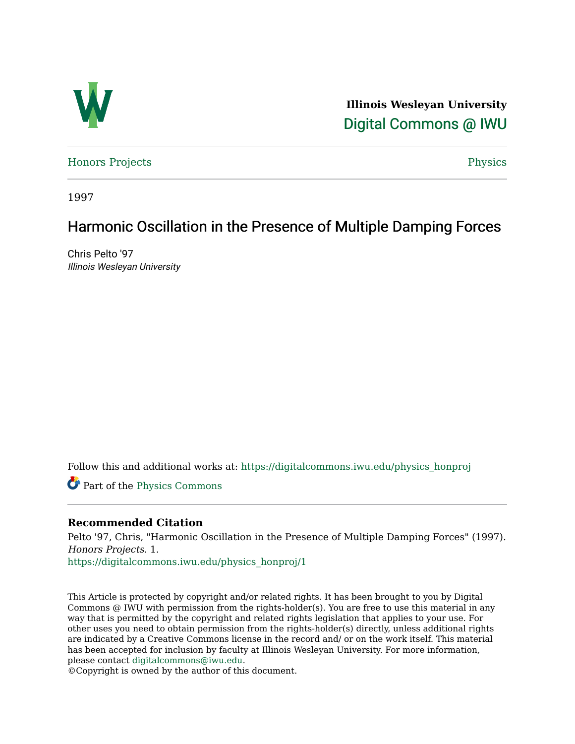**Illinois Wesleyan University**

Digital Commons @ IWU

Honors Projects | Physics

1997

# Harmonic Oscillation in the Presence of Multiple Damping Forces

Chris Pelto '97

*Illinois Wesleyan University*

Follow this and additional works at: https://digitalcommons.iwu.edu/physics_honproj

Part of the Physics Commons

### Recommended Citation

Pelto '97, Chris, "Harmonic Oscillation in the Presence of Multiple Damping Forces" (1997). *Honors Projects*. 1.

https://digitalcommons.iwu.edu/physics_honproj/1

This Article is protected by copyright and/or related rights. It has been brought to you by Digital Commons @ IWU with permission from the rights-holder(s). You are free to use this material in any way that is permitted by the copyright and related rights legislation that applies to your use. For other uses you need to obtain permission from the rights-holder(s) directly, unless additional rights are indicated by a Creative Commons license in the record and/ or on the work itself. This material has been accepted for inclusion by faculty at Illinois Wesleyan University. For more information, please contact digitalcommons@iwu.edu.

©Copyright is owned by the author of this document.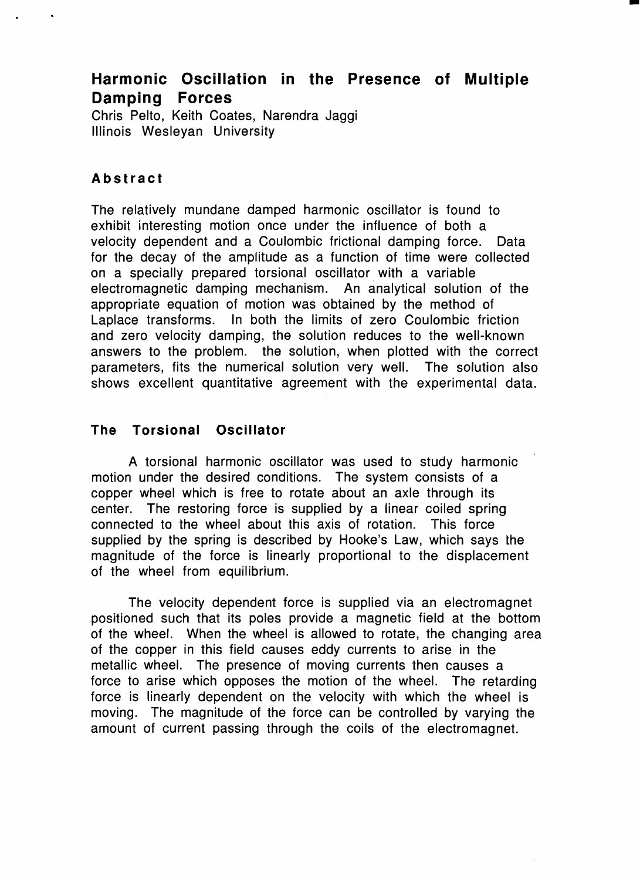# Harmonic Oscillation in the Presence of Multiple Damping Forces

Chris Pelto, Keith Coates, Narendra Jaggi
Illinois Wesleyan University

## Abstract

The relatively mundane damped harmonic oscillator is found to exhibit interesting motion once under the influence of both a velocity dependent and a Coulombic frictional damping force. Data for the decay of the amplitude as a function of time were collected on a specially prepared torsional oscillator with a variable electromagnetic damping mechanism. An analytical solution of the appropriate equation of motion was obtained by the method of Laplace transforms. In both the limits of zero Coulombic friction and zero velocity damping, the solution reduces to the well-known answers to the problem. the solution, when plotted with the correct parameters, fits the numerical solution very well. The solution also shows excellent quantitative agreement with the experimental data.

## The Torsional Oscillator

A torsional harmonic oscillator was used to study harmonic motion under the desired conditions. The system consists of a copper wheel which is free to rotate about an axle through its center. The restoring force is supplied by a linear coiled spring connected to the wheel about this axis of rotation. This force supplied by the spring is described by Hooke's Law, which says the magnitude of the force is linearly proportional to the displacement of the wheel from equilibrium.

The velocity dependent force is supplied via an electromagnet positioned such that its poles provide a magnetic field at the bottom of the wheel. When the wheel is allowed to rotate, the changing area of the copper in this field causes eddy currents to arise in the metallic wheel. The presence of moving currents then causes a force to arise which opposes the motion of the wheel. The retarding force is linearly dependent on the velocity with which the wheel is moving. The magnitude of the force can be controlled by varying the amount of current passing through the coils of the electromagnet.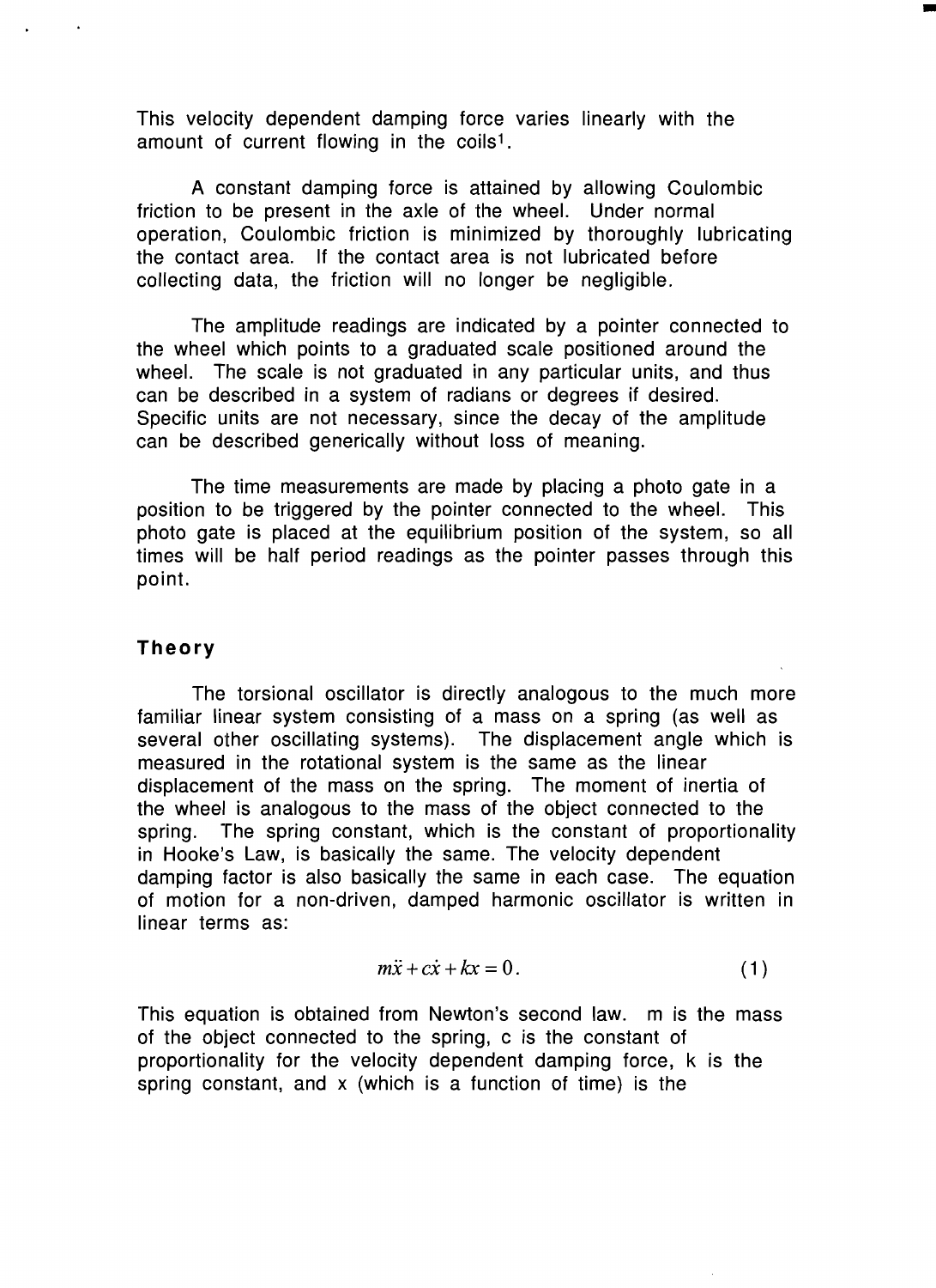This velocity dependent damping force varies linearly with the amount of current flowing in the coils[1].

A constant damping force is attained by allowing Coulombic friction to be present in the axle of the wheel. Under normal operation, Coulombic friction is minimized by thoroughly lubricating the contact area. If the contact area is not lubricated before collecting data, the friction will no longer be negligible.

The amplitude readings are indicated by a pointer connected to the wheel which points to a graduated scale positioned around the wheel. The scale is not graduated in any particular units, and thus can be described in a system of radians or degrees if desired. Specific units are not necessary, since the decay of the amplitude can be described generically without loss of meaning.

The time measurements are made by placing a photo gate in a position to be triggered by the pointer connected to the wheel. This photo gate is placed at the equilibrium position of the system, so all times will be half period readings as the pointer passes through this point.

## Theory

The torsional oscillator is directly analogous to the much more familiar linear system consisting of a mass on a spring (as well as several other oscillating systems). The displacement angle which is measured in the rotational system is the same as the linear displacement of the mass on the spring. The moment of inertia of the wheel is analogous to the mass of the object connected to the spring. The spring constant, which is the constant of proportionality in Hooke's Law, is basically the same. The velocity dependent damping factor is also basically the same in each case. The equation of motion for a non-driven, damped harmonic oscillator is written in linear terms as:

$$m\ddot{x} + c\dot{x} + kx = 0. \qquad (1)$$

This equation is obtained from Newton's second law. m is the mass of the object connected to the spring, c is the constant of proportionality for the velocity dependent damping force, k is the spring constant, and x (which is a function of time) is the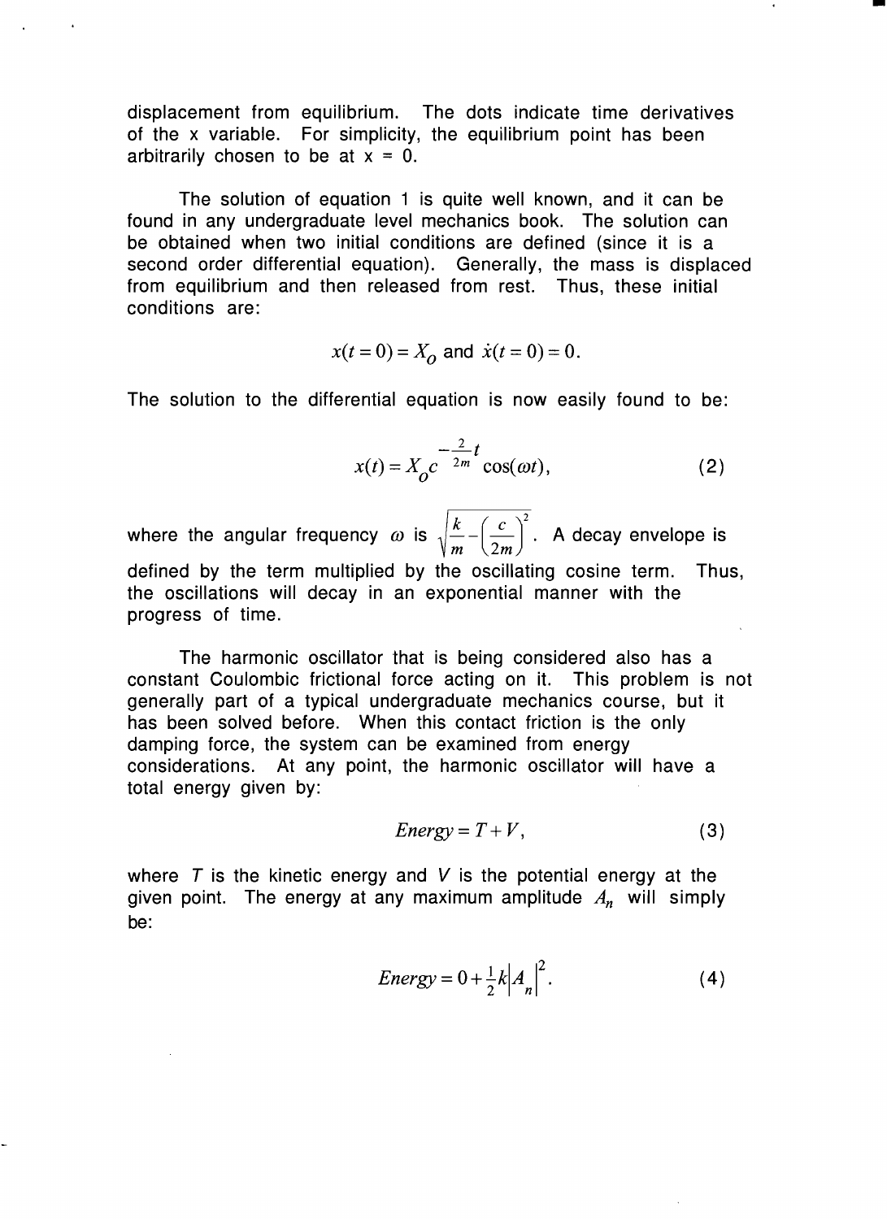displacement from equilibrium. The dots indicate time derivatives of the x variable. For simplicity, the equilibrium point has been arbitrarily chosen to be at x = 0.

The solution of equation 1 is quite well known, and it can be found in any undergraduate level mechanics book. The solution can be obtained when two initial conditions are defined (since it is a second order differential equation). Generally, the mass is displaced from equilibrium and then released from rest. Thus, these initial conditions are:

$$x(t=0) = X_O \text{ and } \dot{x}(t=0) = 0.$$

The solution to the differential equation is now easily found to be:

$$x(t) = X_O c^{-\frac{2}{2m}t} \cos(\omega t), \qquad (2)$$

where the angular frequency $\omega$ is $\sqrt{\frac{k}{m} - \left(\frac{c}{2m}\right)^2}$. A decay envelope is defined by the term multiplied by the oscillating cosine term. Thus, the oscillations will decay in an exponential manner with the progress of time.

The harmonic oscillator that is being considered also has a constant Coulombic frictional force acting on it. This problem is not generally part of a typical undergraduate mechanics course, but it has been solved before. When this contact friction is the only damping force, the system can be examined from energy considerations. At any point, the harmonic oscillator will have a total energy given by:

$$Energy = T + V, \qquad (3)$$

where $T$ is the kinetic energy and $V$ is the potential energy at the given point. The energy at any maximum amplitude $A_n$ will simply be:

$$Energy = 0 + \tfrac{1}{2}k\left|A_n\right|^2. \qquad (4)$$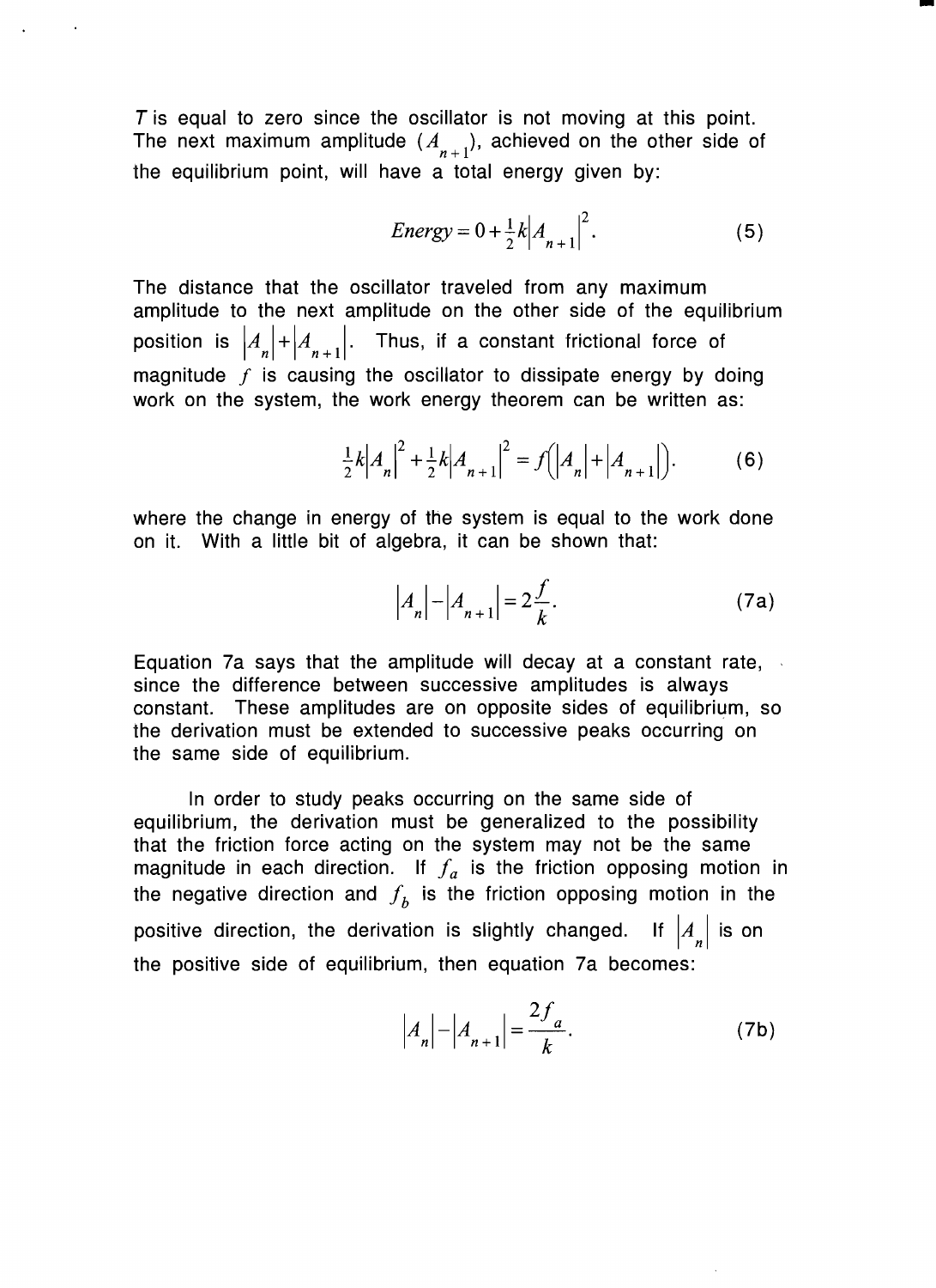$T$ is equal to zero since the oscillator is not moving at this point. The next maximum amplitude ($A_{n+1}$), achieved on the other side of the equilibrium point, will have a total energy given by:

$$Energy = 0 + \tfrac{1}{2}k\left|A_{n+1}\right|^2. \tag{5}$$

The distance that the oscillator traveled from any maximum amplitude to the next amplitude on the other side of the equilibrium position is $\left|A_n\right| + \left|A_{n+1}\right|$. Thus, if a constant frictional force of magnitude $f$ is causing the oscillator to dissipate energy by doing work on the system, the work energy theorem can be written as:

$$\tfrac{1}{2}k\left|A_n\right|^2 + \tfrac{1}{2}k\left|A_{n+1}\right|^2 = f\left(\left|A_n\right| + \left|A_{n+1}\right|\right). \tag{6}$$

where the change in energy of the system is equal to the work done on it. With a little bit of algebra, it can be shown that:

$$\left|A_n\right| - \left|A_{n+1}\right| = 2\frac{f}{k}. \tag{7a}$$

Equation 7a says that the amplitude will decay at a constant rate, since the difference between successive amplitudes is always constant. These amplitudes are on opposite sides of equilibrium, so the derivation must be extended to successive peaks occurring on the same side of equilibrium.

In order to study peaks occurring on the same side of equilibrium, the derivation must be generalized to the possibility that the friction force acting on the system may not be the same magnitude in each direction. If $f_a$ is the friction opposing motion in the negative direction and $f_b$ is the friction opposing motion in the positive direction, the derivation is slightly changed. If $\left|A_n\right|$ is on the positive side of equilibrium, then equation 7a becomes:

$$\left|A_n\right| - \left|A_{n+1}\right| = \frac{2f_a}{k}. \tag{7b}$$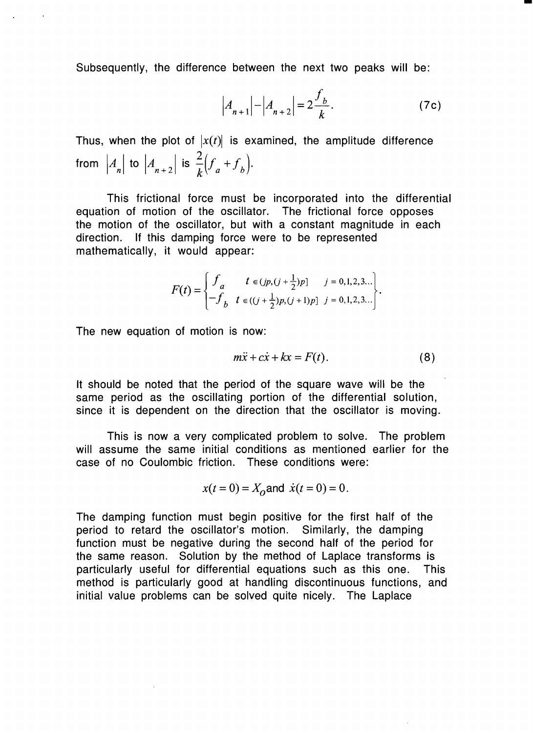Subsequently, the difference between the next two peaks will be:

$$\left|A_{n+1}\right| - \left|A_{n+2}\right| = 2\frac{f_b}{k}. \tag{7c}$$

Thus, when the plot of $|x(t)|$ is examined, the amplitude difference from $|A_n|$ to $|A_{n+2}|$ is $\frac{2}{k}\left(f_a + f_b\right)$.

This frictional force must be incorporated into the differential equation of motion of the oscillator. The frictional force opposes the motion of the oscillator, but with a constant magnitude in each direction. If this damping force were to be represented mathematically, it would appear:

$$F(t) = \left\{ \begin{matrix} f_a & t \in (jp, (j+\frac{1}{2})p] & j = 0,1,2,3... \\ -f_b & t \in ((j+\frac{1}{2})p, (j+1)p] & j = 0,1,2,3... \end{matrix} \right\}.$$

The new equation of motion is now:

$$m\ddot{x} + c\dot{x} + kx = F(t). \tag{8}$$

It should be noted that the period of the square wave will be the same period as the oscillating portion of the differential solution, since it is dependent on the direction that the oscillator is moving.

This is now a very complicated problem to solve. The problem will assume the same initial conditions as mentioned earlier for the case of no Coulombic friction. These conditions were:

$$x(t=0) = X_o \text{and } \dot{x}(t=0) = 0.$$

The damping function must begin positive for the first half of the period to retard the oscillator's motion. Similarly, the damping function must be negative during the second half of the period for the same reason. Solution by the method of Laplace transforms is particularly useful for differential equations such as this one. This method is particularly good at handling discontinuous functions, and initial value problems can be solved quite nicely. The Laplace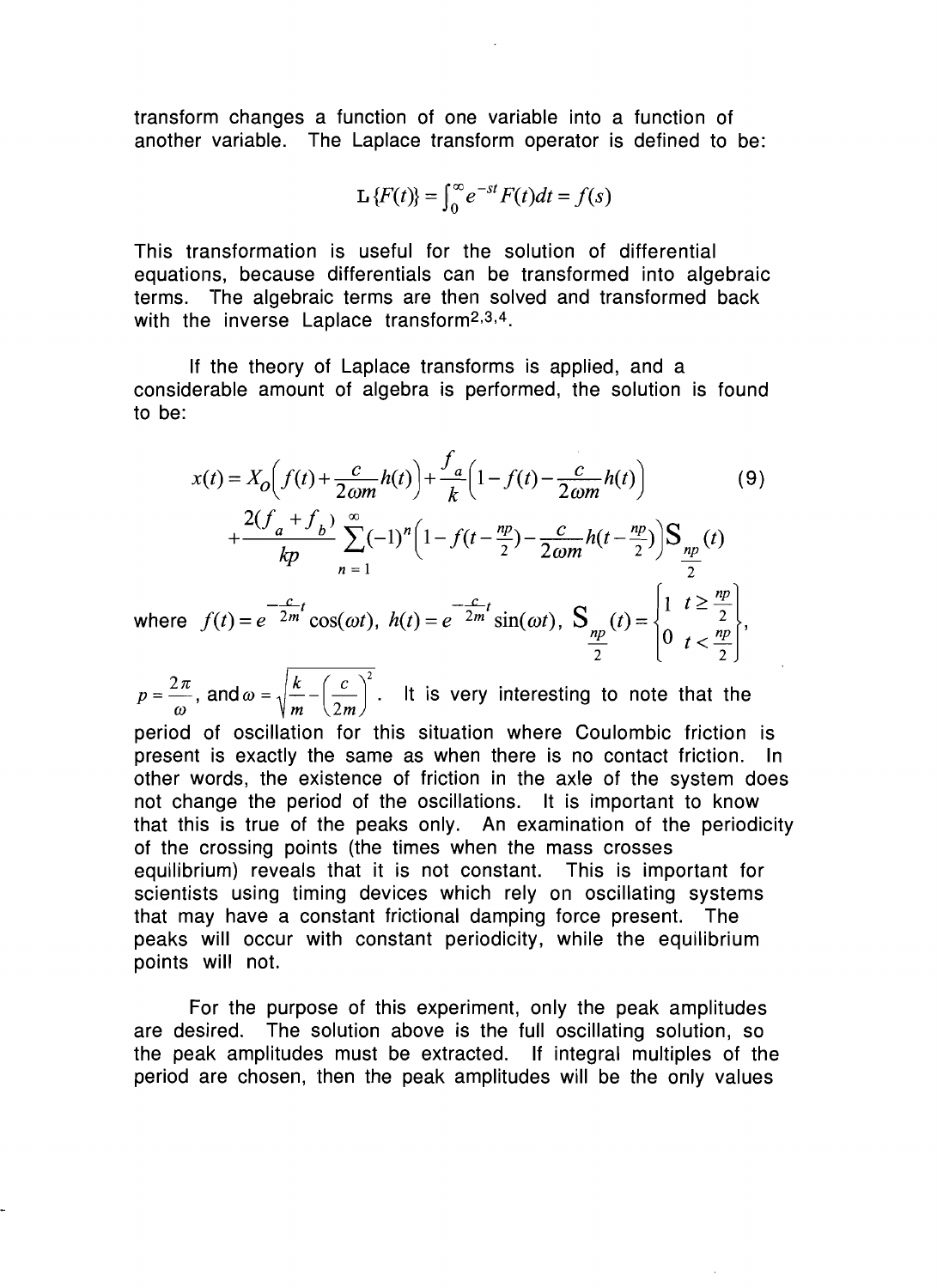transform changes a function of one variable into a function of another variable. The Laplace transform operator is defined to be:

$$\mathrm{L}\{F(t)\} = \int_0^\infty e^{-st} F(t) dt = f(s)$$

This transformation is useful for the solution of differential equations, because differentials can be transformed into algebraic terms. The algebraic terms are then solved and transformed back with the inverse Laplace transform[2,3,4].

If the theory of Laplace transforms is applied, and a considerable amount of algebra is performed, the solution is found to be:

$$x(t) = X_O\left(f(t) + \frac{c}{2\omega m}h(t)\right) + \frac{f_a}{k}\left(1 - f(t) - \frac{c}{2\omega m}h(t)\right) \qquad (9)$$
$$+ \frac{2(f_a + f_b)}{kp}\sum_{n=1}^{\infty}(-1)^n\left(1 - f(t - \tfrac{np}{2}) - \frac{c}{2\omega m}h(t - \tfrac{np}{2})\right)\mathrm{S}_{\frac{np}{2}}(t)$$

where $f(t) = e^{-\frac{c}{2m}t}\cos(\omega t)$, $h(t) = e^{-\frac{c}{2m}t}\sin(\omega t)$, $\mathrm{S}_{\frac{np}{2}}(t) = \begin{Bmatrix} 1 & t \geq \frac{np}{2} \\ 0 & t < \frac{np}{2} \end{Bmatrix}$,

$p = \frac{2\pi}{\omega}$, and $\omega = \sqrt{\frac{k}{m} - \left(\frac{c}{2m}\right)^2}$. It is very interesting to note that the period of oscillation for this situation where Coulombic friction is present is exactly the same as when there is no contact friction. In other words, the existence of friction in the axle of the system does not change the period of the oscillations. It is important to know that this is true of the peaks only. An examination of the periodicity of the crossing points (the times when the mass crosses equilibrium) reveals that it is not constant. This is important for scientists using timing devices which rely on oscillating systems that may have a constant frictional damping force present. The peaks will occur with constant periodicity, while the equilibrium points will not.

For the purpose of this experiment, only the peak amplitudes are desired. The solution above is the full oscillating solution, so the peak amplitudes must be extracted. If integral multiples of the period are chosen, then the peak amplitudes will be the only values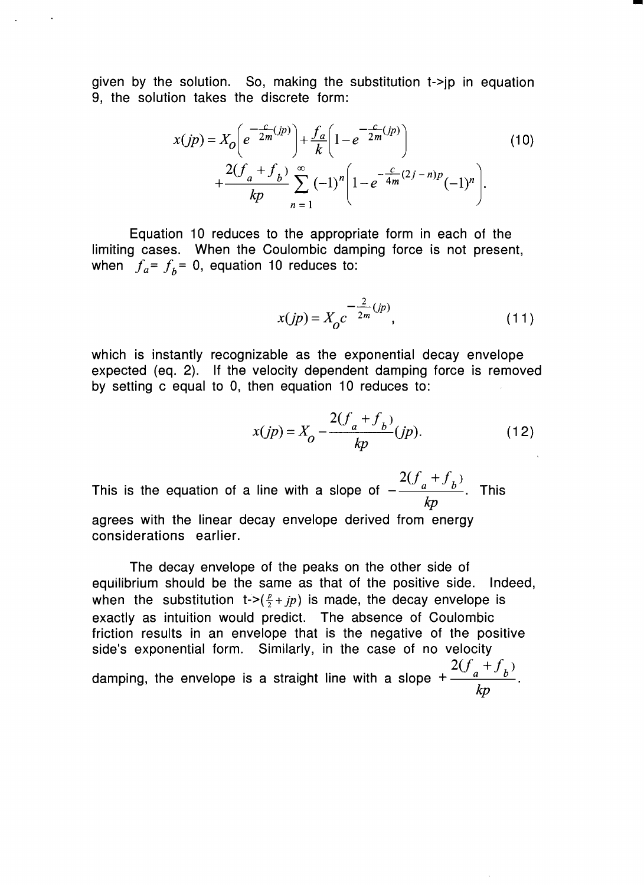given by the solution. So, making the substitution t->jp in equation 9, the solution takes the discrete form:

$$x(jp) = X_o\left(e^{-\frac{c}{2m}(jp)}\right) + \frac{f_a}{k}\left(1 - e^{-\frac{c}{2m}(jp)}\right) \tag{10}$$
$$+ \frac{2(f_a + f_b)}{kp}\sum_{n=1}^{\infty}(-1)^n\left(1 - e^{-\frac{c}{4m}(2j-n)p}(-1)^n\right).$$

Equation 10 reduces to the appropriate form in each of the limiting cases. When the Coulombic damping force is not present, when $f_a = f_b = 0$, equation 10 reduces to:

$$x(jp) = X_o c^{-\frac{2}{2m}(jp)}, \tag{11}$$

which is instantly recognizable as the exponential decay envelope expected (eq. 2). If the velocity dependent damping force is removed by setting c equal to 0, then equation 10 reduces to:

$$x(jp) = X_o - \frac{2(f_a + f_b)}{kp}(jp). \tag{12}$$

This is the equation of a line with a slope of $-\frac{2(f_a + f_b)}{kp}$. This agrees with the linear decay envelope derived from energy considerations earlier.

The decay envelope of the peaks on the other side of equilibrium should be the same as that of the positive side. Indeed, when the substitution t->$(\frac{p}{2} + jp)$ is made, the decay envelope is exactly as intuition would predict. The absence of Coulombic friction results in an envelope that is the negative of the positive side's exponential form. Similarly, in the case of no velocity damping, the envelope is a straight line with a slope $+\frac{2(f_a + f_b)}{kp}$.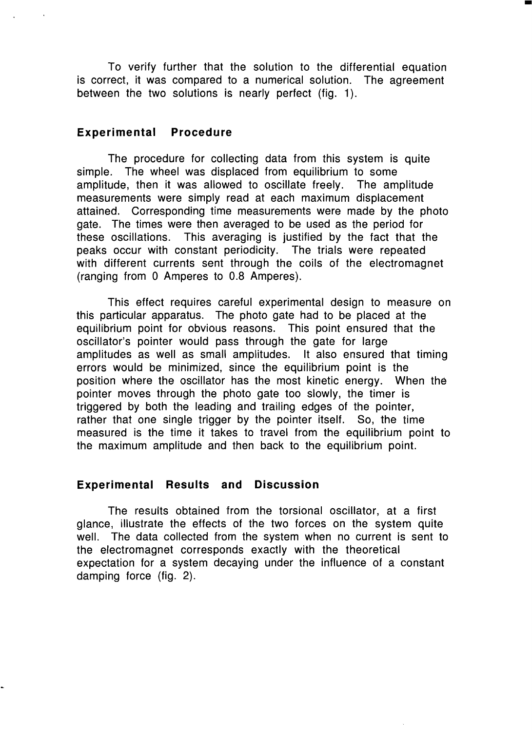To verify further that the solution to the differential equation is correct, it was compared to a numerical solution. The agreement between the two solutions is nearly perfect (fig. 1).

## Experimental Procedure

The procedure for collecting data from this system is quite simple. The wheel was displaced from equilibrium to some amplitude, then it was allowed to oscillate freely. The amplitude measurements were simply read at each maximum displacement attained. Corresponding time measurements were made by the photo gate. The times were then averaged to be used as the period for these oscillations. This averaging is justified by the fact that the peaks occur with constant periodicity. The trials were repeated with different currents sent through the coils of the electromagnet (ranging from 0 Amperes to 0.8 Amperes).

This effect requires careful experimental design to measure on this particular apparatus. The photo gate had to be placed at the equilibrium point for obvious reasons. This point ensured that the oscillator's pointer would pass through the gate for large amplitudes as well as small amplitudes. It also ensured that timing errors would be minimized, since the equilibrium point is the position where the oscillator has the most kinetic energy. When the pointer moves through the photo gate too slowly, the timer is triggered by both the leading and trailing edges of the pointer, rather that one single trigger by the pointer itself. So, the time measured is the time it takes to travel from the equilibrium point to the maximum amplitude and then back to the equilibrium point.

## Experimental Results and Discussion

The results obtained from the torsional oscillator, at a first glance, illustrate the effects of the two forces on the system quite well. The data collected from the system when no current is sent to the electromagnet corresponds exactly with the theoretical expectation for a system decaying under the influence of a constant damping force (fig. 2).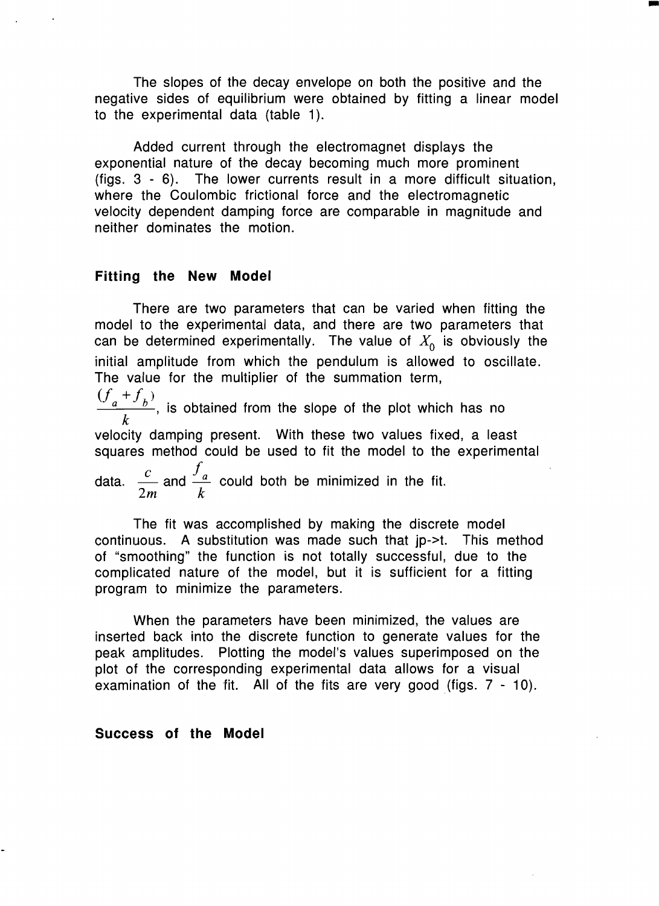The slopes of the decay envelope on both the positive and the negative sides of equilibrium were obtained by fitting a linear model to the experimental data (table 1).

Added current through the electromagnet displays the exponential nature of the decay becoming much more prominent (figs. 3 - 6). The lower currents result in a more difficult situation, where the Coulombic frictional force and the electromagnetic velocity dependent damping force are comparable in magnitude and neither dominates the motion.

### Fitting the New Model

There are two parameters that can be varied when fitting the model to the experimental data, and there are two parameters that can be determined experimentally. The value of $X_0$ is obviously the initial amplitude from which the pendulum is allowed to oscillate. The value for the multiplier of the summation term, $\frac{(f_a + f_b)}{k}$, is obtained from the slope of the plot which has no velocity damping present. With these two values fixed, a least squares method could be used to fit the model to the experimental data. $\frac{c}{2m}$ and $\frac{f_a}{k}$ could both be minimized in the fit.

The fit was accomplished by making the discrete model continuous. A substitution was made such that jp->t. This method of "smoothing" the function is not totally successful, due to the complicated nature of the model, but it is sufficient for a fitting program to minimize the parameters.

When the parameters have been minimized, the values are inserted back into the discrete function to generate values for the peak amplitudes. Plotting the model's values superimposed on the plot of the corresponding experimental data allows for a visual examination of the fit. All of the fits are very good (figs. 7 - 10).

### Success of the Model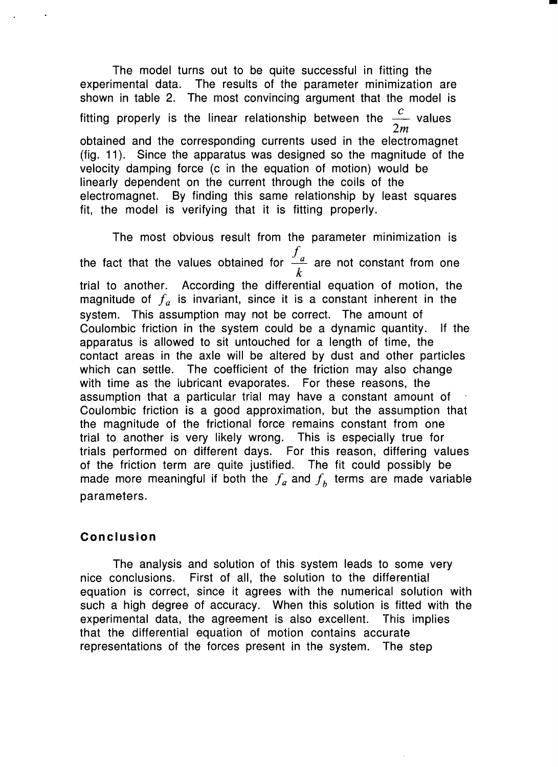The model turns out to be quite successful in fitting the experimental data. The results of the parameter minimization are shown in table 2. The most convincing argument that the model is fitting properly is the linear relationship between the $\frac{c}{2m}$ values obtained and the corresponding currents used in the electromagnet (fig. 11). Since the apparatus was designed so the magnitude of the velocity damping force (c in the equation of motion) would be linearly dependent on the current through the coils of the electromagnet. By finding this same relationship by least squares fit, the model is verifying that it is fitting properly.

The most obvious result from the parameter minimization is the fact that the values obtained for $\frac{f_a}{k}$ are not constant from one trial to another. According the differential equation of motion, the magnitude of $f_a$ is invariant, since it is a constant inherent in the system. This assumption may not be correct. The amount of Coulombic friction in the system could be a dynamic quantity. If the apparatus is allowed to sit untouched for a length of time, the contact areas in the axle will be altered by dust and other particles which can settle. The coefficient of the friction may also change with time as the lubricant evaporates. For these reasons, the assumption that a particular trial may have a constant amount of Coulombic friction is a good approximation, but the assumption that the magnitude of the frictional force remains constant from one trial to another is very likely wrong. This is especially true for trials performed on different days. For this reason, differing values of the friction term are quite justified. The fit could possibly be made more meaningful if both the $f_a$ and $f_b$ terms are made variable parameters.

## Conclusion

The analysis and solution of this system leads to some very nice conclusions. First of all, the solution to the differential equation is correct, since it agrees with the numerical solution with such a high degree of accuracy. When this solution is fitted with the experimental data, the agreement is also excellent. This implies that the differential equation of motion contains accurate representations of the forces present in the system. The step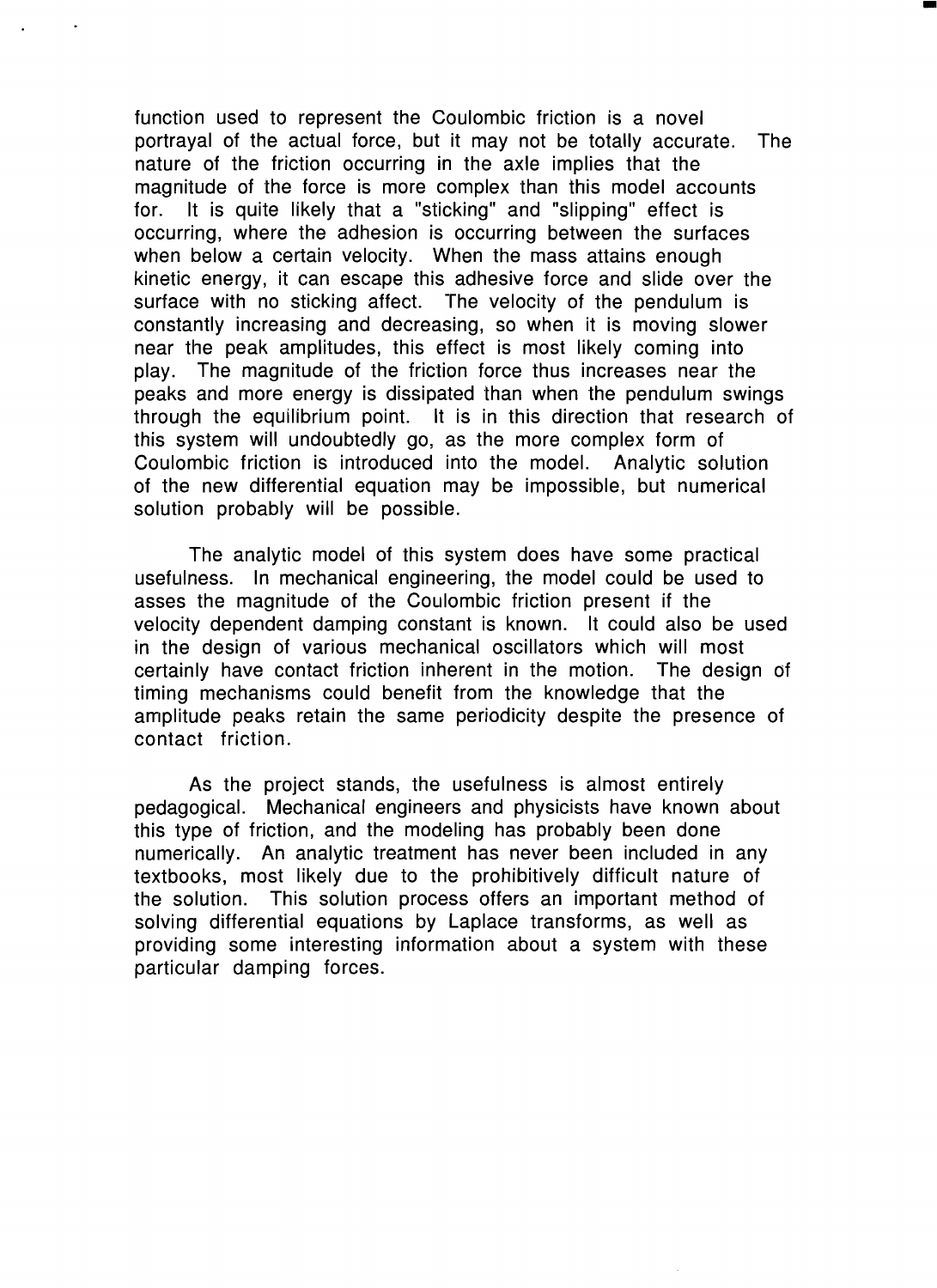function used to represent the Coulombic friction is a novel portrayal of the actual force, but it may not be totally accurate. The nature of the friction occurring in the axle implies that the magnitude of the force is more complex than this model accounts for. It is quite likely that a "sticking" and "slipping" effect is occurring, where the adhesion is occurring between the surfaces when below a certain velocity. When the mass attains enough kinetic energy, it can escape this adhesive force and slide over the surface with no sticking affect. The velocity of the pendulum is constantly increasing and decreasing, so when it is moving slower near the peak amplitudes, this effect is most likely coming into play. The magnitude of the friction force thus increases near the peaks and more energy is dissipated than when the pendulum swings through the equilibrium point. It is in this direction that research of this system will undoubtedly go, as the more complex form of Coulombic friction is introduced into the model. Analytic solution of the new differential equation may be impossible, but numerical solution probably will be possible.

The analytic model of this system does have some practical usefulness. In mechanical engineering, the model could be used to asses the magnitude of the Coulombic friction present if the velocity dependent damping constant is known. It could also be used in the design of various mechanical oscillators which will most certainly have contact friction inherent in the motion. The design of timing mechanisms could benefit from the knowledge that the amplitude peaks retain the same periodicity despite the presence of contact friction.

As the project stands, the usefulness is almost entirely pedagogical. Mechanical engineers and physicists have known about this type of friction, and the modeling has probably been done numerically. An analytic treatment has never been included in any textbooks, most likely due to the prohibitively difficult nature of the solution. This solution process offers an important method of solving differential equations by Laplace transforms, as well as providing some interesting information about a system with these particular damping forces.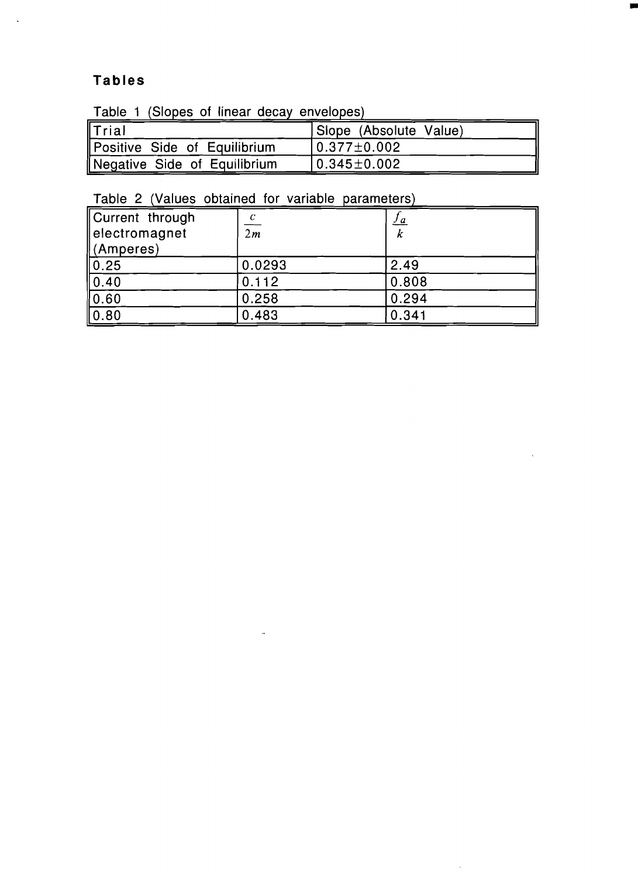## Tables

Table 1 (Slopes of linear decay envelopes)

| Trial | Slope (Absolute Value) |
|---|---|
| Positive Side of Equilibrium | $0.377 \pm 0.002$ |
| Negative Side of Equilibrium | $0.345 \pm 0.002$ |

Table 2 (Values obtained for variable parameters)

| Current through electromagnet (Amperes) | $\frac{c}{2m}$ | $\frac{f_a}{k}$ |
|---|---|---|
| 0.25 | 0.0293 | 2.49 |
| 0.40 | 0.112 | 0.808 |
| 0.60 | 0.258 | 0.294 |
| 0.80 | 0.483 | 0.341 |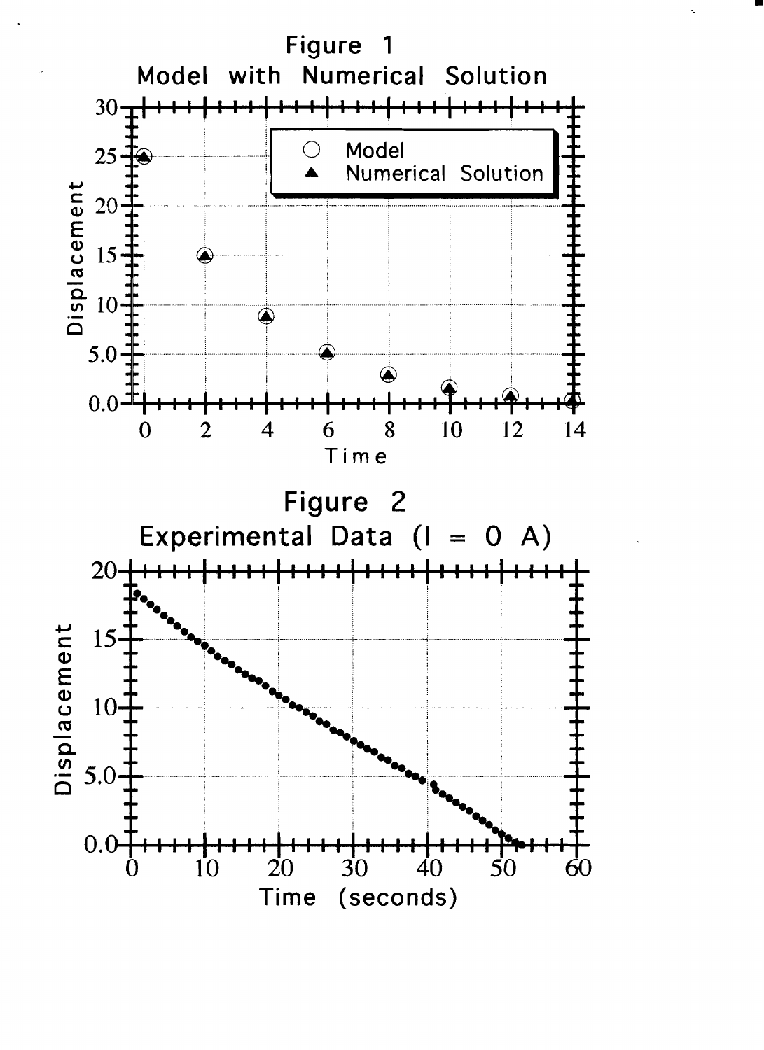## Figure 1
## Model with Numerical Solution

## Figure 2
## Experimental Data (I = 0 A)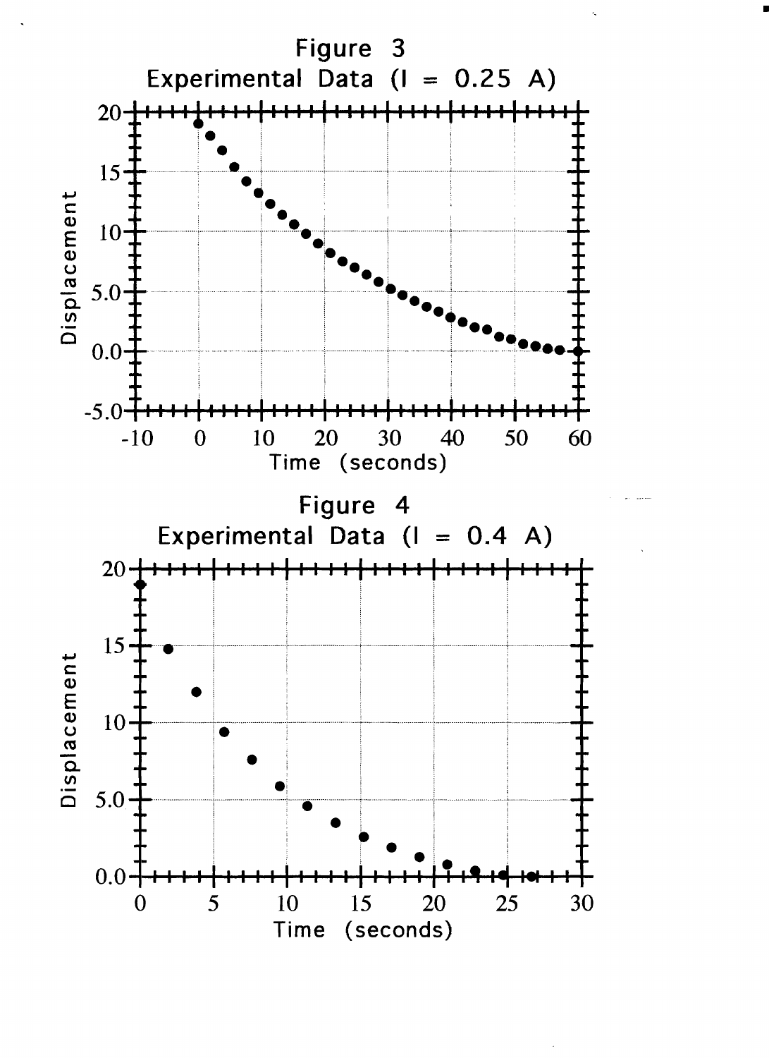## Figure 3

Experimental Data (I = 0.25 A)

## Figure 4

Experimental Data (I = 0.4 A)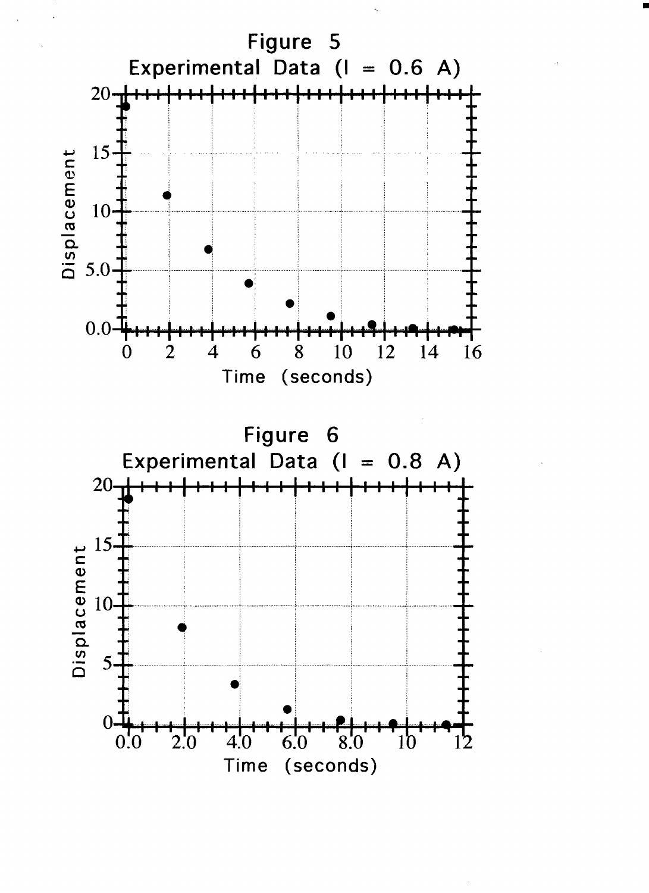Figure 5

Experimental Data (I = 0.6 A)

Figure 6

Experimental Data (I = 0.8 A)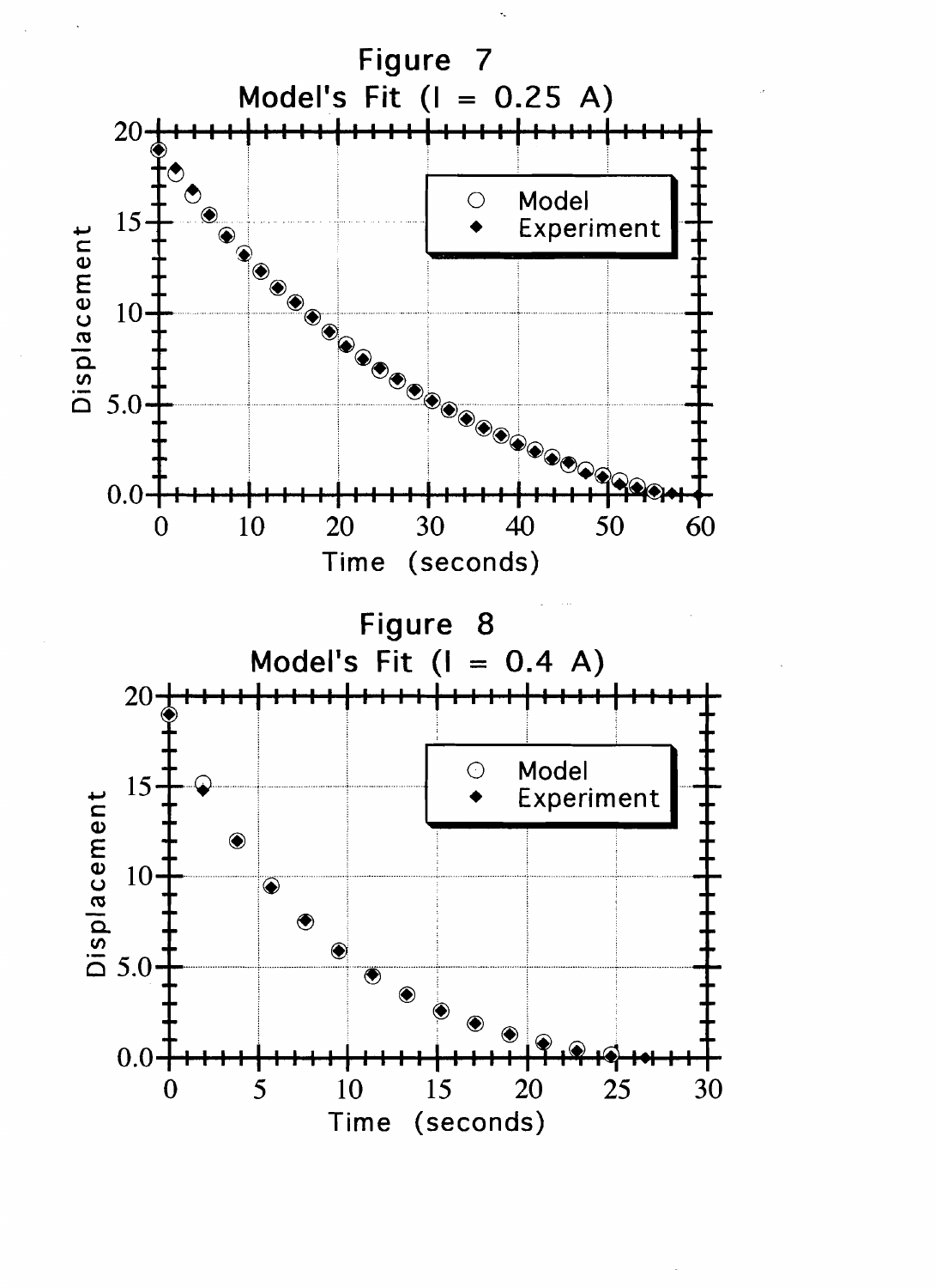Figure 7

Model's Fit (I = 0.25 A)

Figure 8

Model's Fit (I = 0.4 A)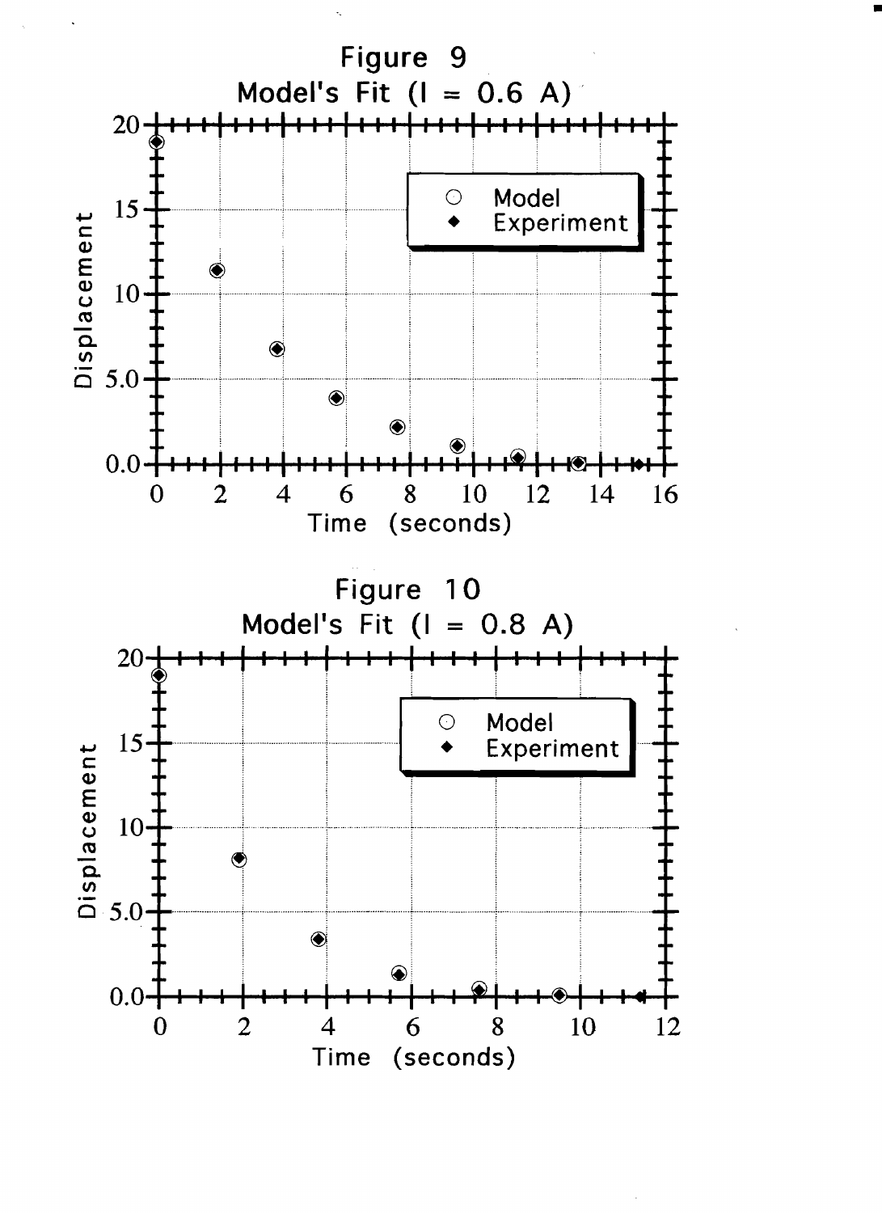Figure 9
Model's Fit (I = 0.6 A)

Figure 10
Model's Fit (I = 0.8 A)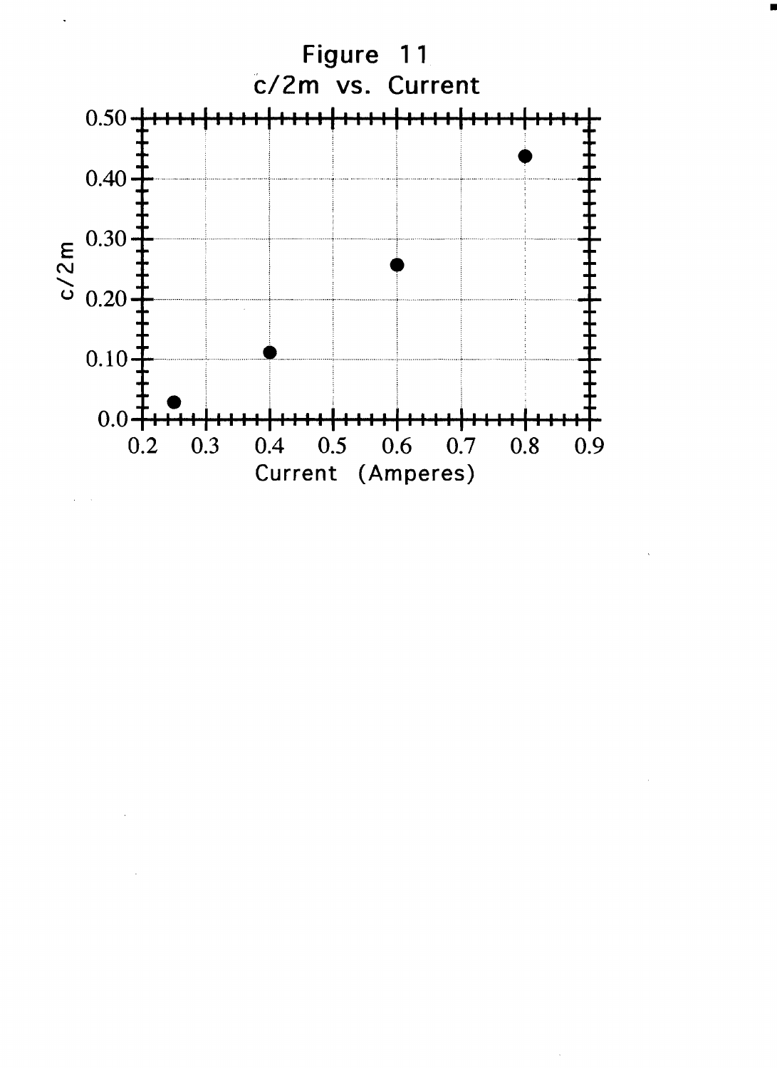# Figure 11

c/2m vs. Current

| Current (Amperes) | c/2m |
|---|---|
| 0.25 | 0.03 |
| 0.4 | 0.11 |
| 0.6 | 0.26 |
| 0.8 | 0.44 |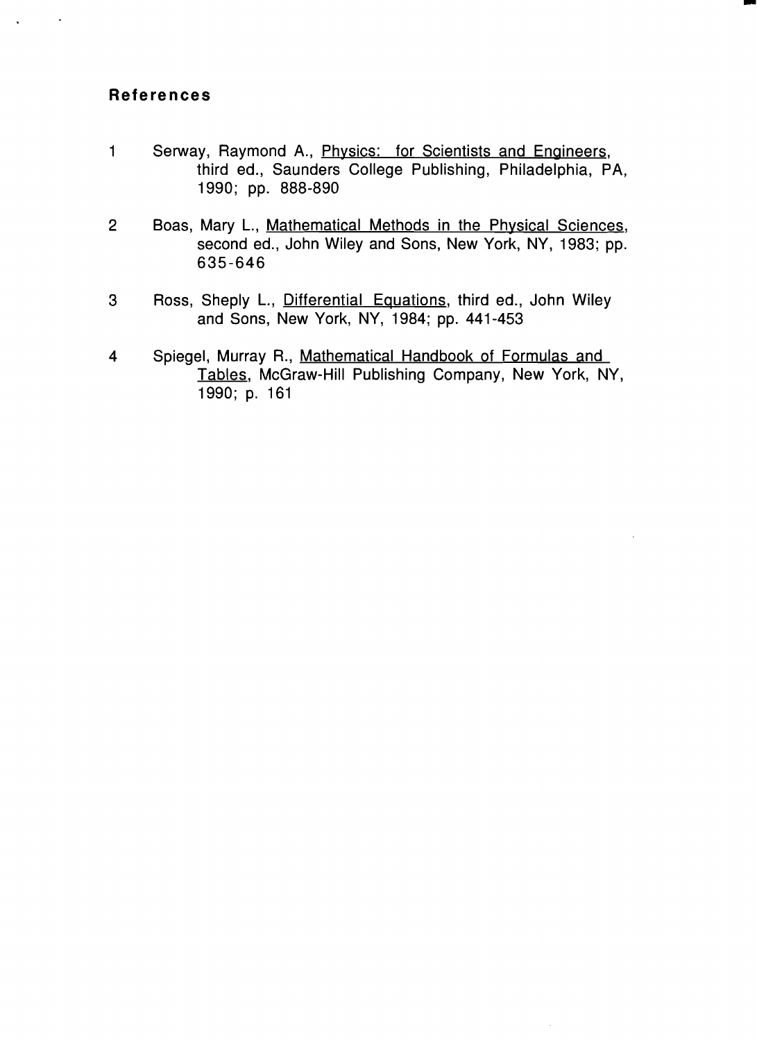## References

1. Serway, Raymond A., Physics: for Scientists and Engineers, third ed., Saunders College Publishing, Philadelphia, PA, 1990; pp. 888-890

2. Boas, Mary L., Mathematical Methods in the Physical Sciences, second ed., John Wiley and Sons, New York, NY, 1983; pp. 635-646

3. Ross, Sheply L., Differential Equations, third ed., John Wiley and Sons, New York, NY, 1984; pp. 441-453

4. Spiegel, Murray R., Mathematical Handbook of Formulas and Tables, McGraw-Hill Publishing Company, New York, NY, 1990; p. 161